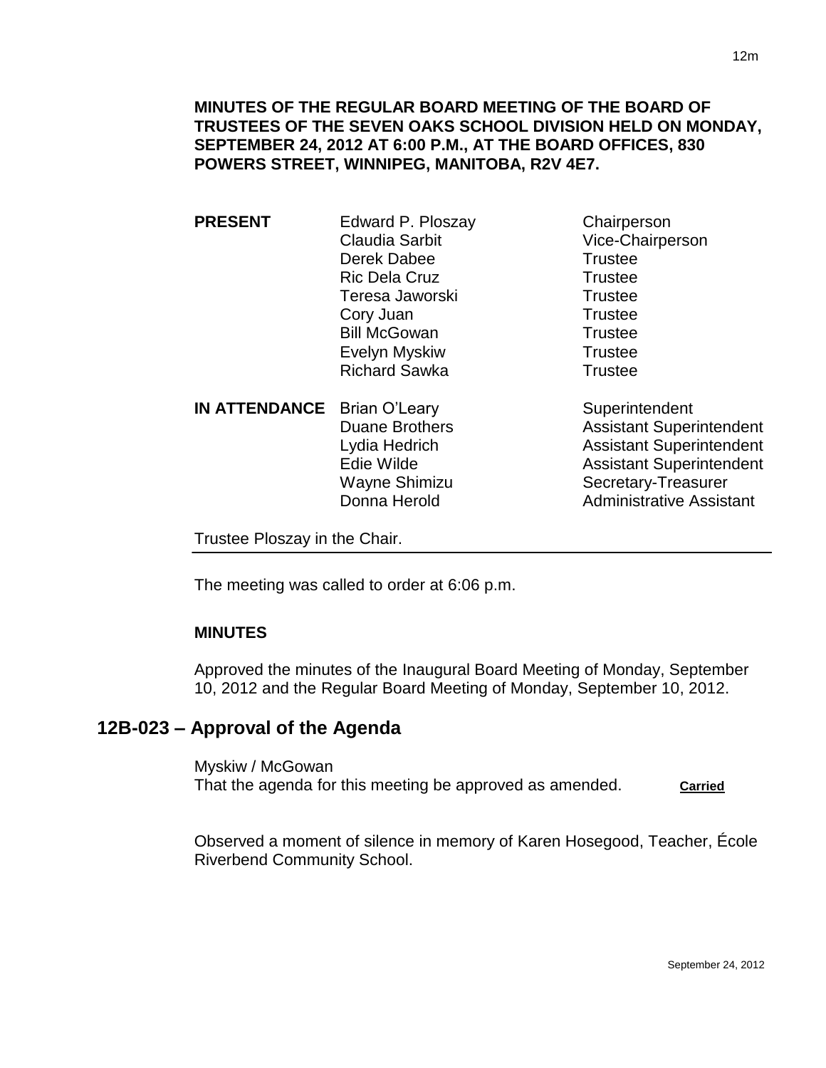**MINUTES OF THE REGULAR BOARD MEETING OF THE BOARD OF TRUSTEES OF THE SEVEN OAKS SCHOOL DIVISION HELD ON MONDAY, SEPTEMBER 24, 2012 AT 6:00 P.M., AT THE BOARD OFFICES, 830 POWERS STREET, WINNIPEG, MANITOBA, R2V 4E7.**

| | | |
|---|---|---|
| **PRESENT** | Edward P. Ploszay | Chairperson |
| | Claudia Sarbit | Vice-Chairperson |
| | Derek Dabee | Trustee |
| | Ric Dela Cruz | Trustee |
| | Teresa Jaworski | Trustee |
| | Cory Juan | Trustee |
| | Bill McGowan | Trustee |
| | Evelyn Myskiw | Trustee |
| | Richard Sawka | Trustee |
| **IN ATTENDANCE** | Brian O'Leary | Superintendent |
| | Duane Brothers | Assistant Superintendent |
| | Lydia Hedrich | Assistant Superintendent |
| | Edie Wilde | Assistant Superintendent |
| | Wayne Shimizu | Secretary-Treasurer |
| | Donna Herold | Administrative Assistant |

Trustee Ploszay in the Chair.

The meeting was called to order at 6:06 p.m.

**MINUTES**

Approved the minutes of the Inaugural Board Meeting of Monday, September 10, 2012 and the Regular Board Meeting of Monday, September 10, 2012.

## 12B-023 – Approval of the Agenda

Myskiw / McGowan
That the agenda for this meeting be approved as amended. **Carried**

Observed a moment of silence in memory of Karen Hosegood, Teacher, École Riverbend Community School.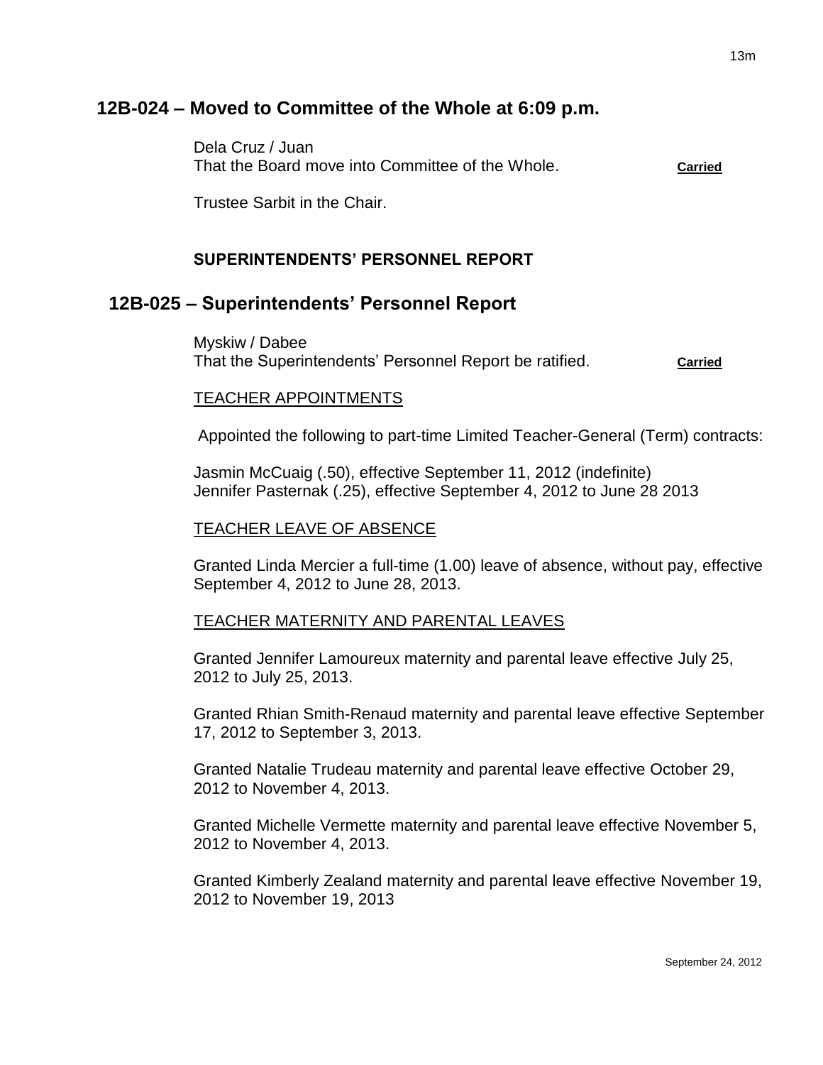## 12B-024 – Moved to Committee of the Whole at 6:09 p.m.

Dela Cruz / Juan
That the Board move into Committee of the Whole. **Carried**

Trustee Sarbit in the Chair.

### SUPERINTENDENTS' PERSONNEL REPORT

## 12B-025 – Superintendents' Personnel Report

Myskiw / Dabee
That the Superintendents' Personnel Report be ratified. **Carried**

TEACHER APPOINTMENTS

Appointed the following to part-time Limited Teacher-General (Term) contracts:

Jasmin McCuaig (.50), effective September 11, 2012 (indefinite)
Jennifer Pasternak (.25), effective September 4, 2012 to June 28 2013

TEACHER LEAVE OF ABSENCE

Granted Linda Mercier a full-time (1.00) leave of absence, without pay, effective September 4, 2012 to June 28, 2013.

TEACHER MATERNITY AND PARENTAL LEAVES

Granted Jennifer Lamoureux maternity and parental leave effective July 25, 2012 to July 25, 2013.

Granted Rhian Smith-Renaud maternity and parental leave effective September 17, 2012 to September 3, 2013.

Granted Natalie Trudeau maternity and parental leave effective October 29, 2012 to November 4, 2013.

Granted Michelle Vermette maternity and parental leave effective November 5, 2012 to November 4, 2013.

Granted Kimberly Zealand maternity and parental leave effective November 19, 2012 to November 19, 2013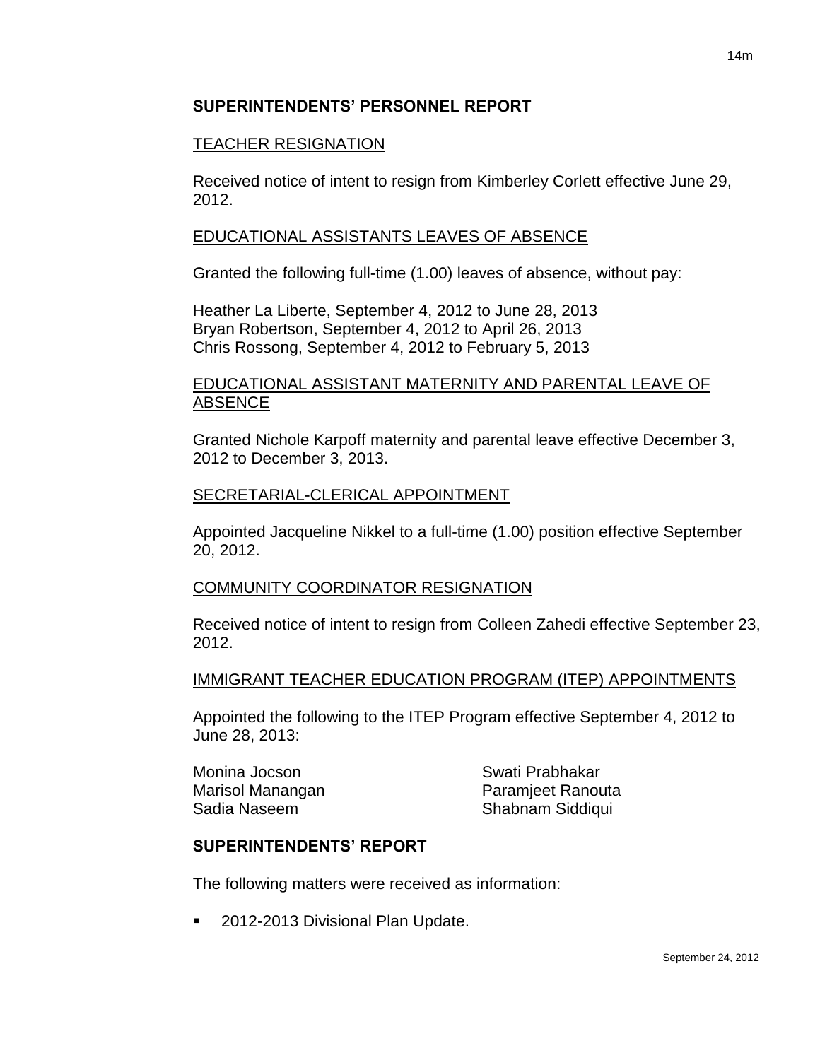## SUPERINTENDENTS' PERSONNEL REPORT

TEACHER RESIGNATION

Received notice of intent to resign from Kimberley Corlett effective June 29, 2012.

EDUCATIONAL ASSISTANTS LEAVES OF ABSENCE

Granted the following full-time (1.00) leaves of absence, without pay:

Heather La Liberte, September 4, 2012 to June 28, 2013
Bryan Robertson, September 4, 2012 to April 26, 2013
Chris Rossong, September 4, 2012 to February 5, 2013

EDUCATIONAL ASSISTANT MATERNITY AND PARENTAL LEAVE OF ABSENCE

Granted Nichole Karpoff maternity and parental leave effective December 3, 2012 to December 3, 2013.

SECRETARIAL-CLERICAL APPOINTMENT

Appointed Jacqueline Nikkel to a full-time (1.00) position effective September 20, 2012.

COMMUNITY COORDINATOR RESIGNATION

Received notice of intent to resign from Colleen Zahedi effective September 23, 2012.

IMMIGRANT TEACHER EDUCATION PROGRAM (ITEP) APPOINTMENTS

Appointed the following to the ITEP Program effective September 4, 2012 to June 28, 2013:

Monina Jocson
Marisol Manangan
Sadia Naseem
Swati Prabhakar
Paramjeet Ranouta
Shabnam Siddiqui

## SUPERINTENDENTS' REPORT

The following matters were received as information:

- 2012-2013 Divisional Plan Update.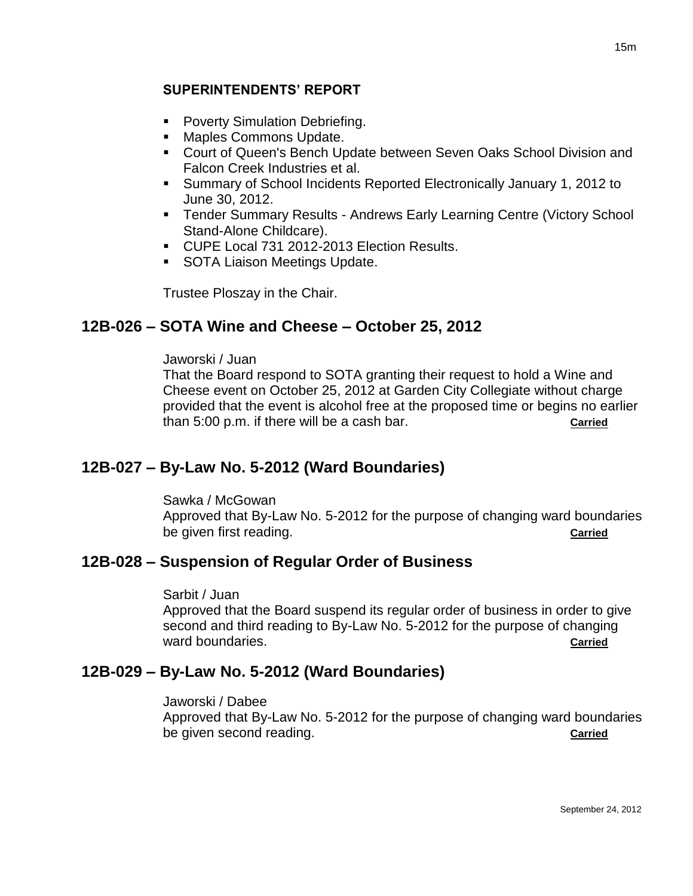### SUPERINTENDENTS' REPORT

- Poverty Simulation Debriefing.
- Maples Commons Update.
- Court of Queen's Bench Update between Seven Oaks School Division and Falcon Creek Industries et al.
- Summary of School Incidents Reported Electronically January 1, 2012 to June 30, 2012.
- Tender Summary Results - Andrews Early Learning Centre (Victory School Stand-Alone Childcare).
- CUPE Local 731 2012-2013 Election Results.
- SOTA Liaison Meetings Update.

Trustee Ploszay in the Chair.

## 12B-026 – SOTA Wine and Cheese – October 25, 2012

Jaworski / Juan
That the Board respond to SOTA granting their request to hold a Wine and Cheese event on October 25, 2012 at Garden City Collegiate without charge provided that the event is alcohol free at the proposed time or begins no earlier than 5:00 p.m. if there will be a cash bar. **Carried**

## 12B-027 – By-Law No. 5-2012 (Ward Boundaries)

Sawka / McGowan
Approved that By-Law No. 5-2012 for the purpose of changing ward boundaries be given first reading. **Carried**

## 12B-028 – Suspension of Regular Order of Business

Sarbit / Juan
Approved that the Board suspend its regular order of business in order to give second and third reading to By-Law No. 5-2012 for the purpose of changing ward boundaries. **Carried**

## 12B-029 – By-Law No. 5-2012 (Ward Boundaries)

Jaworski / Dabee
Approved that By-Law No. 5-2012 for the purpose of changing ward boundaries be given second reading. **Carried**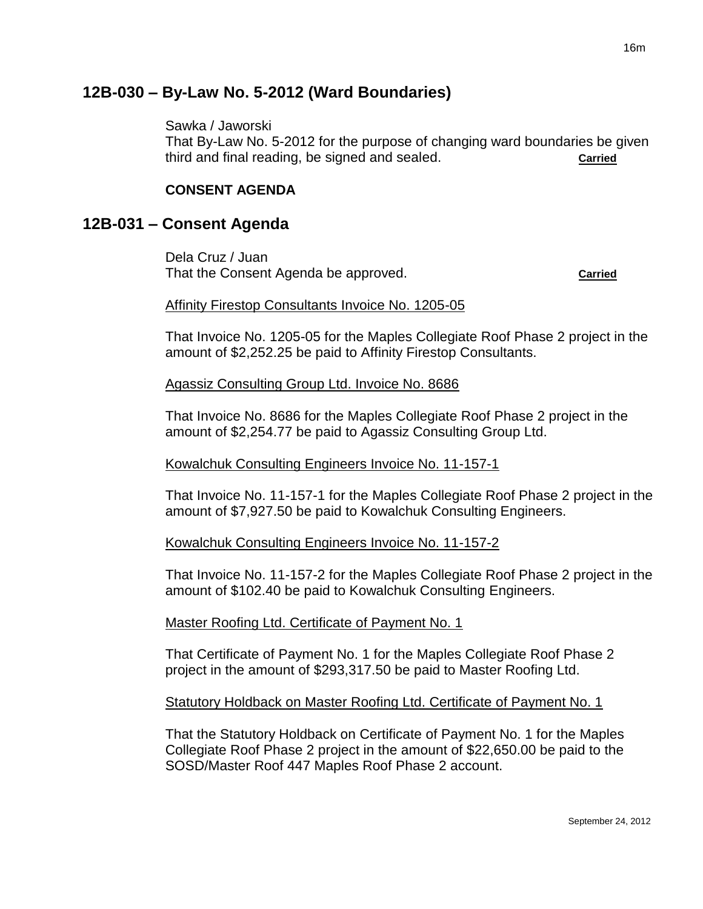## 12B-030 – By-Law No. 5-2012 (Ward Boundaries)

Sawka / Jaworski
That By-Law No. 5-2012 for the purpose of changing ward boundaries be given third and final reading, be signed and sealed. **Carried**

**CONSENT AGENDA**

## 12B-031 – Consent Agenda

Dela Cruz / Juan
That the Consent Agenda be approved. **Carried**

Affinity Firestop Consultants Invoice No. 1205-05

That Invoice No. 1205-05 for the Maples Collegiate Roof Phase 2 project in the amount of $2,252.25 be paid to Affinity Firestop Consultants.

Agassiz Consulting Group Ltd. Invoice No. 8686

That Invoice No. 8686 for the Maples Collegiate Roof Phase 2 project in the amount of $2,254.77 be paid to Agassiz Consulting Group Ltd.

Kowalchuk Consulting Engineers Invoice No. 11-157-1

That Invoice No. 11-157-1 for the Maples Collegiate Roof Phase 2 project in the amount of $7,927.50 be paid to Kowalchuk Consulting Engineers.

Kowalchuk Consulting Engineers Invoice No. 11-157-2

That Invoice No. 11-157-2 for the Maples Collegiate Roof Phase 2 project in the amount of $102.40 be paid to Kowalchuk Consulting Engineers.

Master Roofing Ltd. Certificate of Payment No. 1

That Certificate of Payment No. 1 for the Maples Collegiate Roof Phase 2 project in the amount of $293,317.50 be paid to Master Roofing Ltd.

Statutory Holdback on Master Roofing Ltd. Certificate of Payment No. 1

That the Statutory Holdback on Certificate of Payment No. 1 for the Maples Collegiate Roof Phase 2 project in the amount of $22,650.00 be paid to the SOSD/Master Roof 447 Maples Roof Phase 2 account.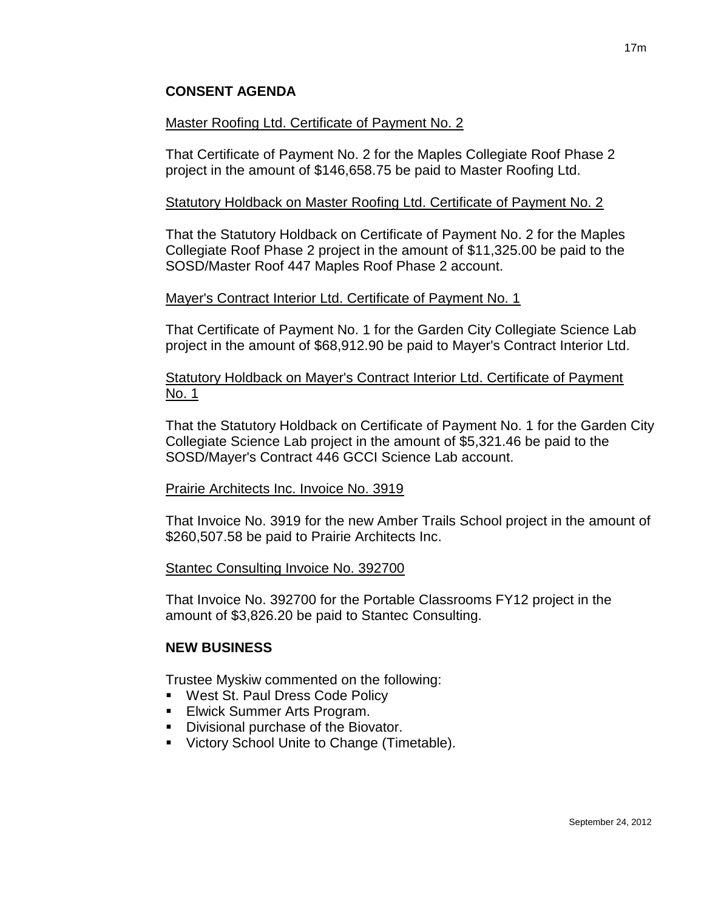## CONSENT AGENDA

Master Roofing Ltd. Certificate of Payment No. 2

That Certificate of Payment No. 2 for the Maples Collegiate Roof Phase 2 project in the amount of $146,658.75 be paid to Master Roofing Ltd.

Statutory Holdback on Master Roofing Ltd. Certificate of Payment No. 2

That the Statutory Holdback on Certificate of Payment No. 2 for the Maples Collegiate Roof Phase 2 project in the amount of $11,325.00 be paid to the SOSD/Master Roof 447 Maples Roof Phase 2 account.

Mayer's Contract Interior Ltd. Certificate of Payment No. 1

That Certificate of Payment No. 1 for the Garden City Collegiate Science Lab project in the amount of $68,912.90 be paid to Mayer's Contract Interior Ltd.

Statutory Holdback on Mayer's Contract Interior Ltd. Certificate of Payment No. 1

That the Statutory Holdback on Certificate of Payment No. 1 for the Garden City Collegiate Science Lab project in the amount of $5,321.46 be paid to the SOSD/Mayer's Contract 446 GCCI Science Lab account.

Prairie Architects Inc. Invoice No. 3919

That Invoice No. 3919 for the new Amber Trails School project in the amount of $260,507.58 be paid to Prairie Architects Inc.

Stantec Consulting Invoice No. 392700

That Invoice No. 392700 for the Portable Classrooms FY12 project in the amount of $3,826.20 be paid to Stantec Consulting.

## NEW BUSINESS

Trustee Myskiw commented on the following:

- West St. Paul Dress Code Policy
- Elwick Summer Arts Program.
- Divisional purchase of the Biovator.
- Victory School Unite to Change (Timetable).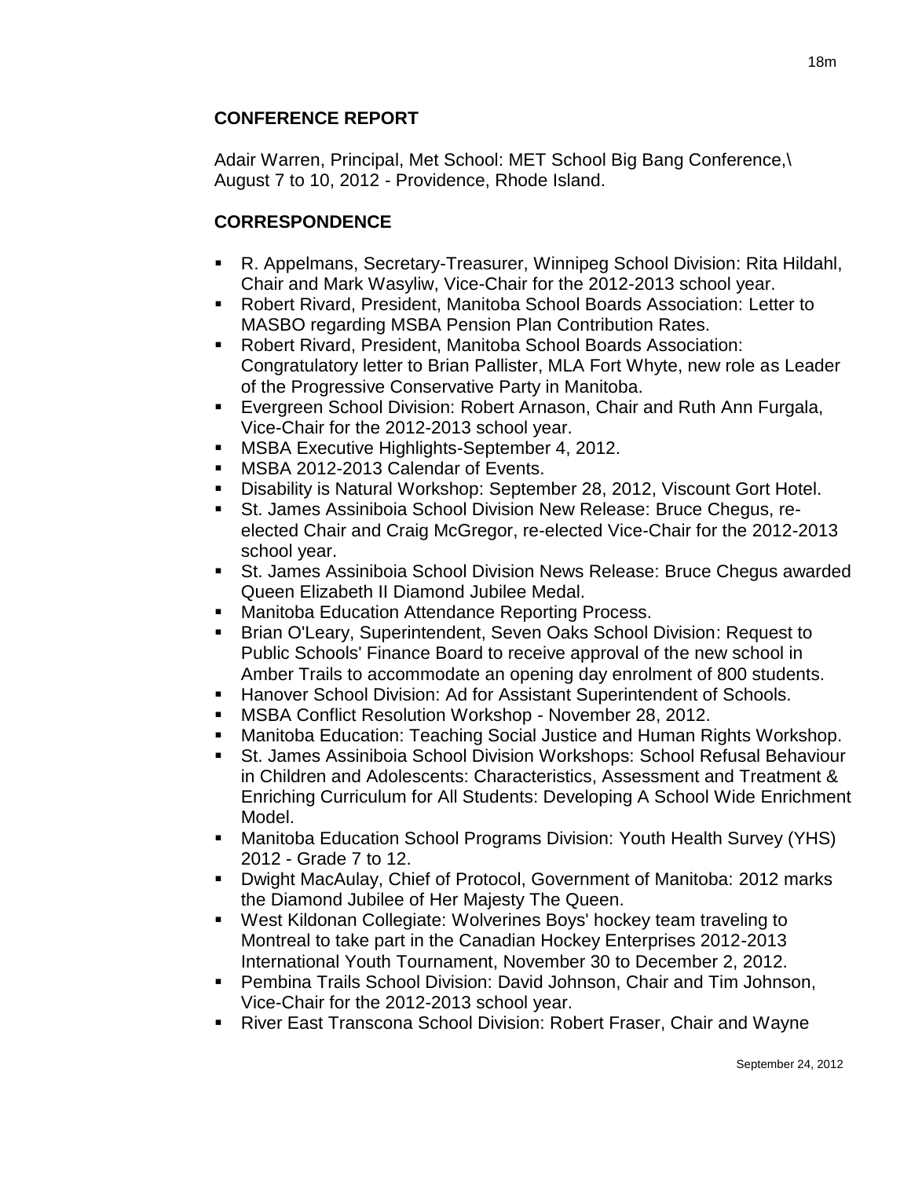## CONFERENCE REPORT

Adair Warren, Principal, Met School: MET School Big Bang Conference,\
August 7 to 10, 2012 - Providence, Rhode Island.

## CORRESPONDENCE

- R. Appelmans, Secretary-Treasurer, Winnipeg School Division: Rita Hildahl, Chair and Mark Wasyliw, Vice-Chair for the 2012-2013 school year.
- Robert Rivard, President, Manitoba School Boards Association: Letter to MASBO regarding MSBA Pension Plan Contribution Rates.
- Robert Rivard, President, Manitoba School Boards Association: Congratulatory letter to Brian Pallister, MLA Fort Whyte, new role as Leader of the Progressive Conservative Party in Manitoba.
- Evergreen School Division: Robert Arnason, Chair and Ruth Ann Furgala, Vice-Chair for the 2012-2013 school year.
- MSBA Executive Highlights-September 4, 2012.
- MSBA 2012-2013 Calendar of Events.
- Disability is Natural Workshop: September 28, 2012, Viscount Gort Hotel.
- St. James Assiniboia School Division New Release: Bruce Chegus, re-elected Chair and Craig McGregor, re-elected Vice-Chair for the 2012-2013 school year.
- St. James Assiniboia School Division News Release: Bruce Chegus awarded Queen Elizabeth II Diamond Jubilee Medal.
- Manitoba Education Attendance Reporting Process.
- Brian O'Leary, Superintendent, Seven Oaks School Division: Request to Public Schools' Finance Board to receive approval of the new school in Amber Trails to accommodate an opening day enrolment of 800 students.
- Hanover School Division: Ad for Assistant Superintendent of Schools.
- MSBA Conflict Resolution Workshop - November 28, 2012.
- Manitoba Education: Teaching Social Justice and Human Rights Workshop.
- St. James Assiniboia School Division Workshops: School Refusal Behaviour in Children and Adolescents: Characteristics, Assessment and Treatment & Enriching Curriculum for All Students: Developing A School Wide Enrichment Model.
- Manitoba Education School Programs Division: Youth Health Survey (YHS) 2012 - Grade 7 to 12.
- Dwight MacAulay, Chief of Protocol, Government of Manitoba: 2012 marks the Diamond Jubilee of Her Majesty The Queen.
- West Kildonan Collegiate: Wolverines Boys' hockey team traveling to Montreal to take part in the Canadian Hockey Enterprises 2012-2013 International Youth Tournament, November 30 to December 2, 2012.
- Pembina Trails School Division: David Johnson, Chair and Tim Johnson, Vice-Chair for the 2012-2013 school year.
- River East Transcona School Division: Robert Fraser, Chair and Wayne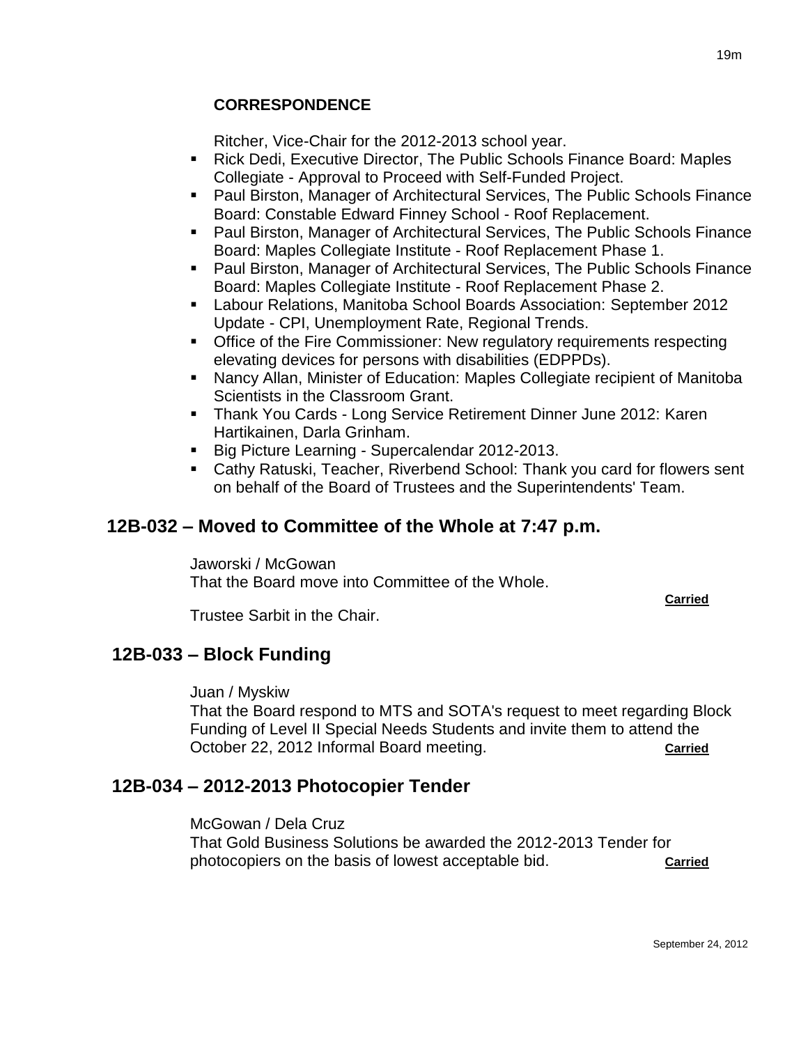**CORRESPONDENCE**

Ritcher, Vice-Chair for the 2012-2013 school year.

- Rick Dedi, Executive Director, The Public Schools Finance Board: Maples Collegiate - Approval to Proceed with Self-Funded Project.
- Paul Birston, Manager of Architectural Services, The Public Schools Finance Board: Constable Edward Finney School - Roof Replacement.
- Paul Birston, Manager of Architectural Services, The Public Schools Finance Board: Maples Collegiate Institute - Roof Replacement Phase 1.
- Paul Birston, Manager of Architectural Services, The Public Schools Finance Board: Maples Collegiate Institute - Roof Replacement Phase 2.
- Labour Relations, Manitoba School Boards Association: September 2012 Update - CPI, Unemployment Rate, Regional Trends.
- Office of the Fire Commissioner: New regulatory requirements respecting elevating devices for persons with disabilities (EDPPDs).
- Nancy Allan, Minister of Education: Maples Collegiate recipient of Manitoba Scientists in the Classroom Grant.
- Thank You Cards - Long Service Retirement Dinner June 2012: Karen Hartikainen, Darla Grinham.
- Big Picture Learning - Supercalendar 2012-2013.
- Cathy Ratuski, Teacher, Riverbend School: Thank you card for flowers sent on behalf of the Board of Trustees and the Superintendents' Team.

## 12B-032 – Moved to Committee of the Whole at 7:47 p.m.

Jaworski / McGowan
That the Board move into Committee of the Whole.

**Carried**

Trustee Sarbit in the Chair.

## 12B-033 – Block Funding

Juan / Myskiw
That the Board respond to MTS and SOTA's request to meet regarding Block Funding of Level II Special Needs Students and invite them to attend the October 22, 2012 Informal Board meeting. **Carried**

## 12B-034 – 2012-2013 Photocopier Tender

McGowan / Dela Cruz
That Gold Business Solutions be awarded the 2012-2013 Tender for photocopiers on the basis of lowest acceptable bid. **Carried**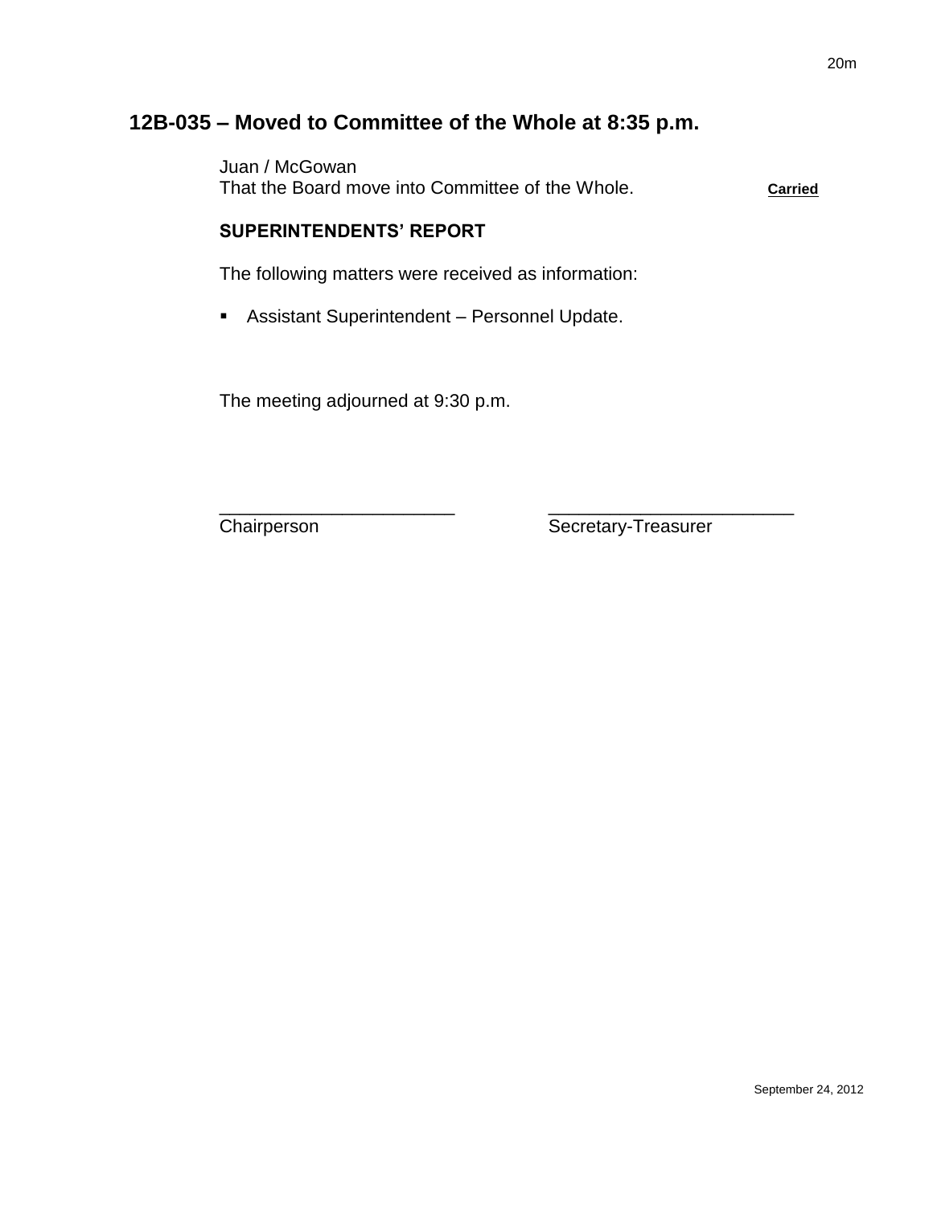## 12B-035 – Moved to Committee of the Whole at 8:35 p.m.

Juan / McGowan
That the Board move into Committee of the Whole. **Carried**

### SUPERINTENDENTS' REPORT

The following matters were received as information:

- Assistant Superintendent – Personnel Update.

The meeting adjourned at 9:30 p.m.

_______________________ _______________________
Chairperson Secretary-Treasurer